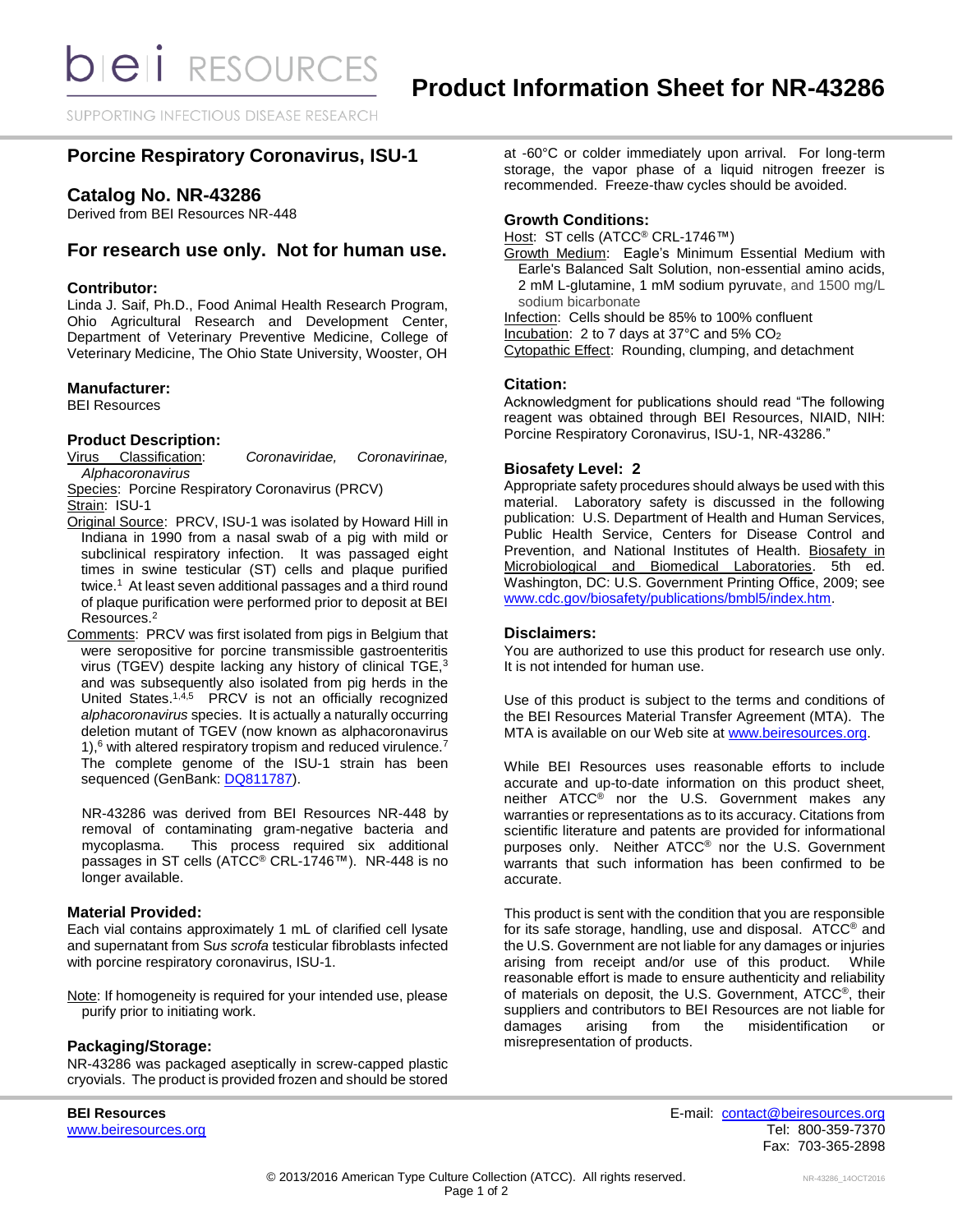# Product Information Sheet for NR-43286

## Porcine Respiratory Coronavirus, ISU-1

## Catalog No. NR-43286

Derived from BEI Resources NR-448

## For research use only. Not for human use.

### Contributor:

Linda J. Saif, Ph.D., Food Animal Health Research Program, Ohio Agricultural Research and Development Center, Department of Veterinary Preventive Medicine, College of Veterinary Medicine, The Ohio State University, Wooster, OH

### Manufacturer:

BEI Resources

### Product Description:

Virus Classification: *Coronaviridae, Coronavirinae, Alphacoronavirus*

Species: Porcine Respiratory Coronavirus (PRCV)

Strain: ISU-1

Original Source: PRCV, ISU-1 was isolated by Howard Hill in Indiana in 1990 from a nasal swab of a pig with mild or subclinical respiratory infection. It was passaged eight times in swine testicular (ST) cells and plaque purified twice.[1] At least seven additional passages and a third round of plaque purification were performed prior to deposit at BEI Resources.[2]

Comments: PRCV was first isolated from pigs in Belgium that were seropositive for porcine transmissible gastroenteritis virus (TGEV) despite lacking any history of clinical TGE,[3] and was subsequently also isolated from pig herds in the United States.[1,4,5] PRCV is not an officially recognized *alphacoronavirus* species. It is actually a naturally occurring deletion mutant of TGEV (now known as alphacoronavirus 1),[6] with altered respiratory tropism and reduced virulence.[7] The complete genome of the ISU-1 strain has been sequenced (GenBank: DQ811787).

NR-43286 was derived from BEI Resources NR-448 by removal of contaminating gram-negative bacteria and mycoplasma. This process required six additional passages in ST cells (ATCC® CRL-1746™). NR-448 is no longer available.

### Material Provided:

Each vial contains approximately 1 mL of clarified cell lysate and supernatant from *Sus scrofa* testicular fibroblasts infected with porcine respiratory coronavirus, ISU-1.

Note: If homogeneity is required for your intended use, please purify prior to initiating work.

### Packaging/Storage:

NR-43286 was packaged aseptically in screw-capped plastic cryovials. The product is provided frozen and should be stored at -60°C or colder immediately upon arrival. For long-term storage, the vapor phase of a liquid nitrogen freezer is recommended. Freeze-thaw cycles should be avoided.

### Growth Conditions:

Host: ST cells (ATCC® CRL-1746™)

Growth Medium: Eagle's Minimum Essential Medium with Earle's Balanced Salt Solution, non-essential amino acids, 2 mM L-glutamine, 1 mM sodium pyruvate, and 1500 mg/L sodium bicarbonate

Infection: Cells should be 85% to 100% confluent

Incubation: 2 to 7 days at 37°C and 5% $CO_2$

Cytopathic Effect: Rounding, clumping, and detachment

### Citation:

Acknowledgment for publications should read "The following reagent was obtained through BEI Resources, NIAID, NIH: Porcine Respiratory Coronavirus, ISU-1, NR-43286."

### Biosafety Level: 2

Appropriate safety procedures should always be used with this material. Laboratory safety is discussed in the following publication: U.S. Department of Health and Human Services, Public Health Service, Centers for Disease Control and Prevention, and National Institutes of Health. Biosafety in Microbiological and Biomedical Laboratories. 5th ed. Washington, DC: U.S. Government Printing Office, 2009; see www.cdc.gov/biosafety/publications/bmbl5/index.htm.

### Disclaimers:

You are authorized to use this product for research use only. It is not intended for human use.

Use of this product is subject to the terms and conditions of the BEI Resources Material Transfer Agreement (MTA). The MTA is available on our Web site at www.beiresources.org.

While BEI Resources uses reasonable efforts to include accurate and up-to-date information on this product sheet, neither ATCC® nor the U.S. Government makes any warranties or representations as to its accuracy. Citations from scientific literature and patents are provided for informational purposes only. Neither ATCC® nor the U.S. Government warrants that such information has been confirmed to be accurate.

This product is sent with the condition that you are responsible for its safe storage, handling, use and disposal. ATCC® and the U.S. Government are not liable for any damages or injuries arising from receipt and/or use of this product. While reasonable effort is made to ensure authenticity and reliability of materials on deposit, the U.S. Government, ATCC®, their suppliers and contributors to BEI Resources are not liable for damages arising from the misidentification or misrepresentation of products.

**BEI Resources**
www.beiresources.org

E-mail: contact@beiresources.org
Tel: 800-359-7370
Fax: 703-365-2898

© 2013/2016 American Type Culture Collection (ATCC). All rights reserved.

NR-43286_14OCT2016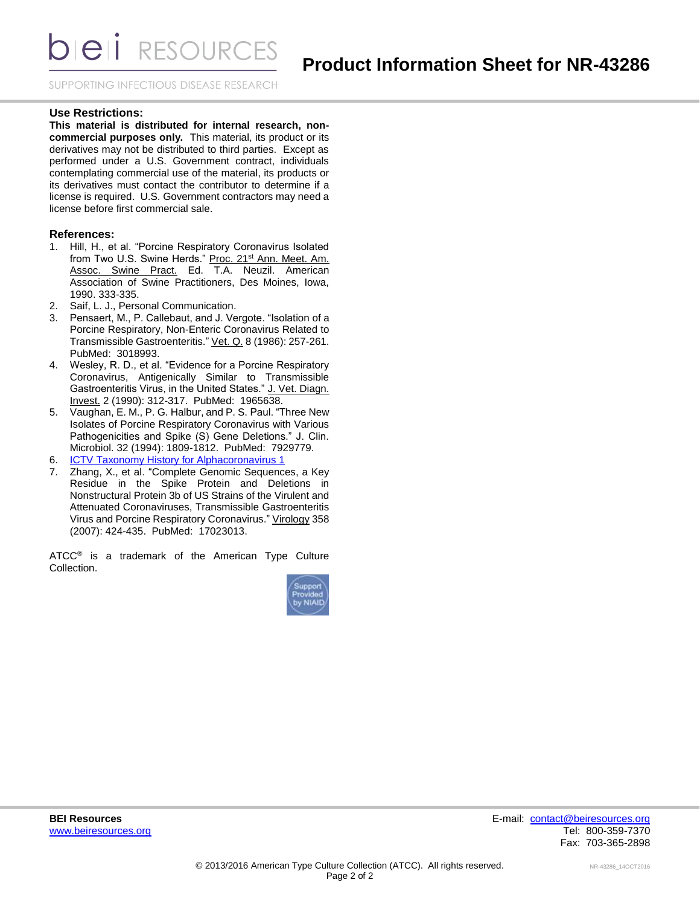# Product Information Sheet for NR-43286

## Use Restrictions:

**This material is distributed for internal research, non-commercial purposes only.** This material, its product or its derivatives may not be distributed to third parties. Except as performed under a U.S. Government contract, individuals contemplating commercial use of the material, its products or its derivatives must contact the contributor to determine if a license is required. U.S. Government contractors may need a license before first commercial sale.

## References:

1. Hill, H., et al. "Porcine Respiratory Coronavirus Isolated from Two U.S. Swine Herds." Proc. 21st Ann. Meet. Am. Assoc. Swine Pract. Ed. T.A. Neuzil. American Association of Swine Practitioners, Des Moines, Iowa, 1990. 333-335.
2. Saif, L. J., Personal Communication.
3. Pensaert, M., P. Callebaut, and J. Vergote. "Isolation of a Porcine Respiratory, Non-Enteric Coronavirus Related to Transmissible Gastroenteritis." Vet. Q. 8 (1986): 257-261. PubMed: 3018993.
4. Wesley, R. D., et al. "Evidence for a Porcine Respiratory Coronavirus, Antigenically Similar to Transmissible Gastroenteritis Virus, in the United States." J. Vet. Diagn. Invest. 2 (1990): 312-317. PubMed: 1965638.
5. Vaughan, E. M., P. G. Halbur, and P. S. Paul. "Three New Isolates of Porcine Respiratory Coronavirus with Various Pathogenicities and Spike (S) Gene Deletions." J. Clin. Microbiol. 32 (1994): 1809-1812. PubMed: 7929779.
6. ICTV Taxonomy History for Alphacoronavirus 1
7. Zhang, X., et al. "Complete Genomic Sequences, a Key Residue in the Spike Protein and Deletions in Nonstructural Protein 3b of US Strains of the Virulent and Attenuated Coronaviruses, Transmissible Gastroenteritis Virus and Porcine Respiratory Coronavirus." Virology 358 (2007): 424-435. PubMed: 17023013.

ATCC® is a trademark of the American Type Culture Collection.

Support Provided by NIAID

**BEI Resources**
www.beiresources.org

E-mail: contact@beiresources.org
Tel: 800-359-7370
Fax: 703-365-2898

© 2013/2016 American Type Culture Collection (ATCC). All rights reserved.